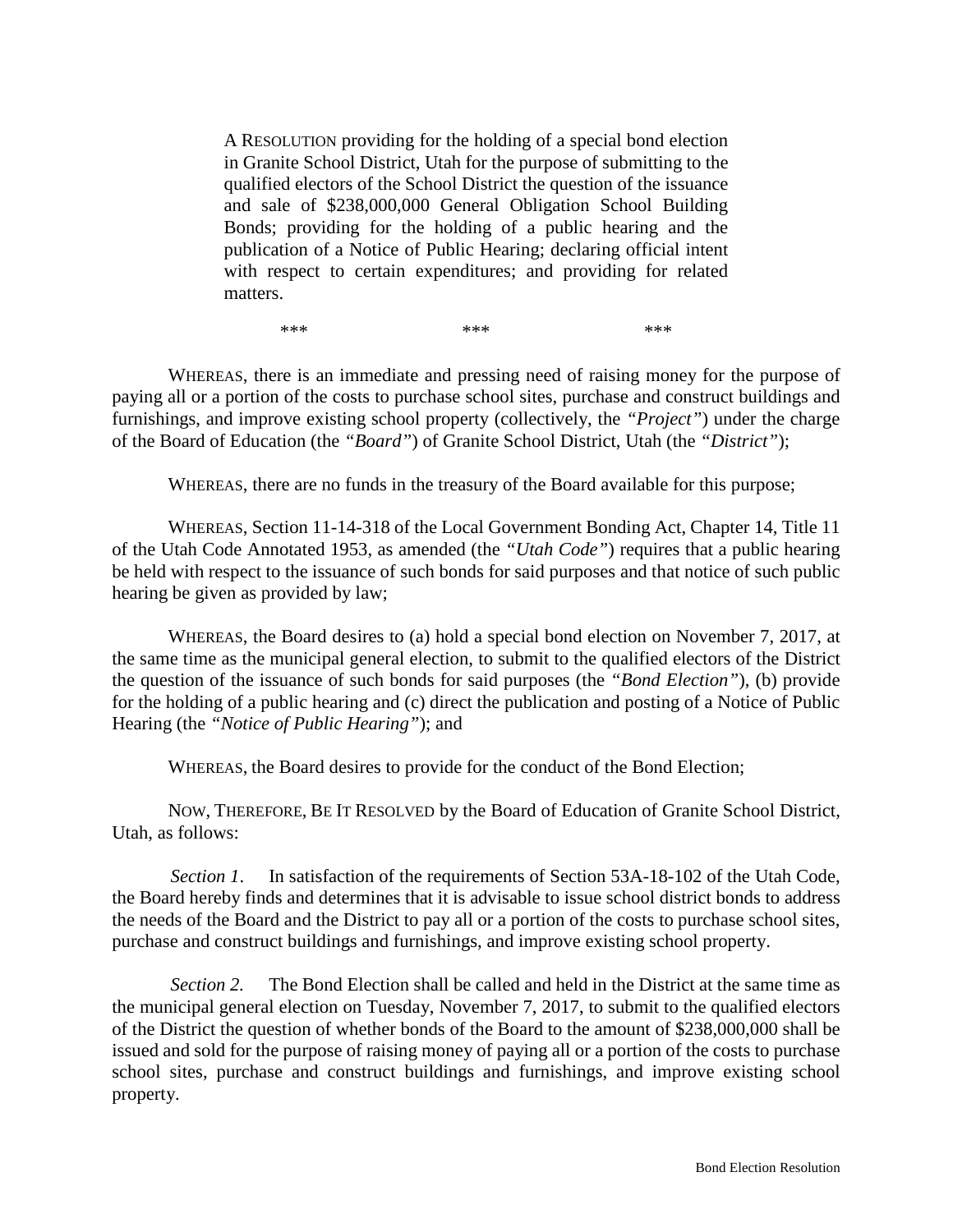A RESOLUTION providing for the holding of a special bond election in Granite School District, Utah for the purpose of submitting to the qualified electors of the School District the question of the issuance and sale of $238,000,000 General Obligation School Building Bonds; providing for the holding of a public hearing and the publication of a Notice of Public Hearing; declaring official intent with respect to certain expenditures; and providing for related matters.

\*\*\* \*\*\* \*\*\*

WHEREAS, there is an immediate and pressing need of raising money for the purpose of paying all or a portion of the costs to purchase school sites, purchase and construct buildings and furnishings, and improve existing school property (collectively, the *"Project"*) under the charge of the Board of Education (the *"Board"*) of Granite School District, Utah (the *"District"*);

WHEREAS, there are no funds in the treasury of the Board available for this purpose;

WHEREAS, Section 11-14-318 of the Local Government Bonding Act, Chapter 14, Title 11 of the Utah Code Annotated 1953, as amended (the *"Utah Code"*) requires that a public hearing be held with respect to the issuance of such bonds for said purposes and that notice of such public hearing be given as provided by law;

WHEREAS, the Board desires to (a) hold a special bond election on November 7, 2017, at the same time as the municipal general election, to submit to the qualified electors of the District the question of the issuance of such bonds for said purposes (the *"Bond Election"*), (b) provide for the holding of a public hearing and (c) direct the publication and posting of a Notice of Public Hearing (the *"Notice of Public Hearing"*); and

WHEREAS, the Board desires to provide for the conduct of the Bond Election;

NOW, THEREFORE, BE IT RESOLVED by the Board of Education of Granite School District, Utah, as follows:

*Section 1.* In satisfaction of the requirements of Section 53A-18-102 of the Utah Code, the Board hereby finds and determines that it is advisable to issue school district bonds to address the needs of the Board and the District to pay all or a portion of the costs to purchase school sites, purchase and construct buildings and furnishings, and improve existing school property.

*Section 2.* The Bond Election shall be called and held in the District at the same time as the municipal general election on Tuesday, November 7, 2017, to submit to the qualified electors of the District the question of whether bonds of the Board to the amount of $238,000,000 shall be issued and sold for the purpose of raising money of paying all or a portion of the costs to purchase school sites, purchase and construct buildings and furnishings, and improve existing school property.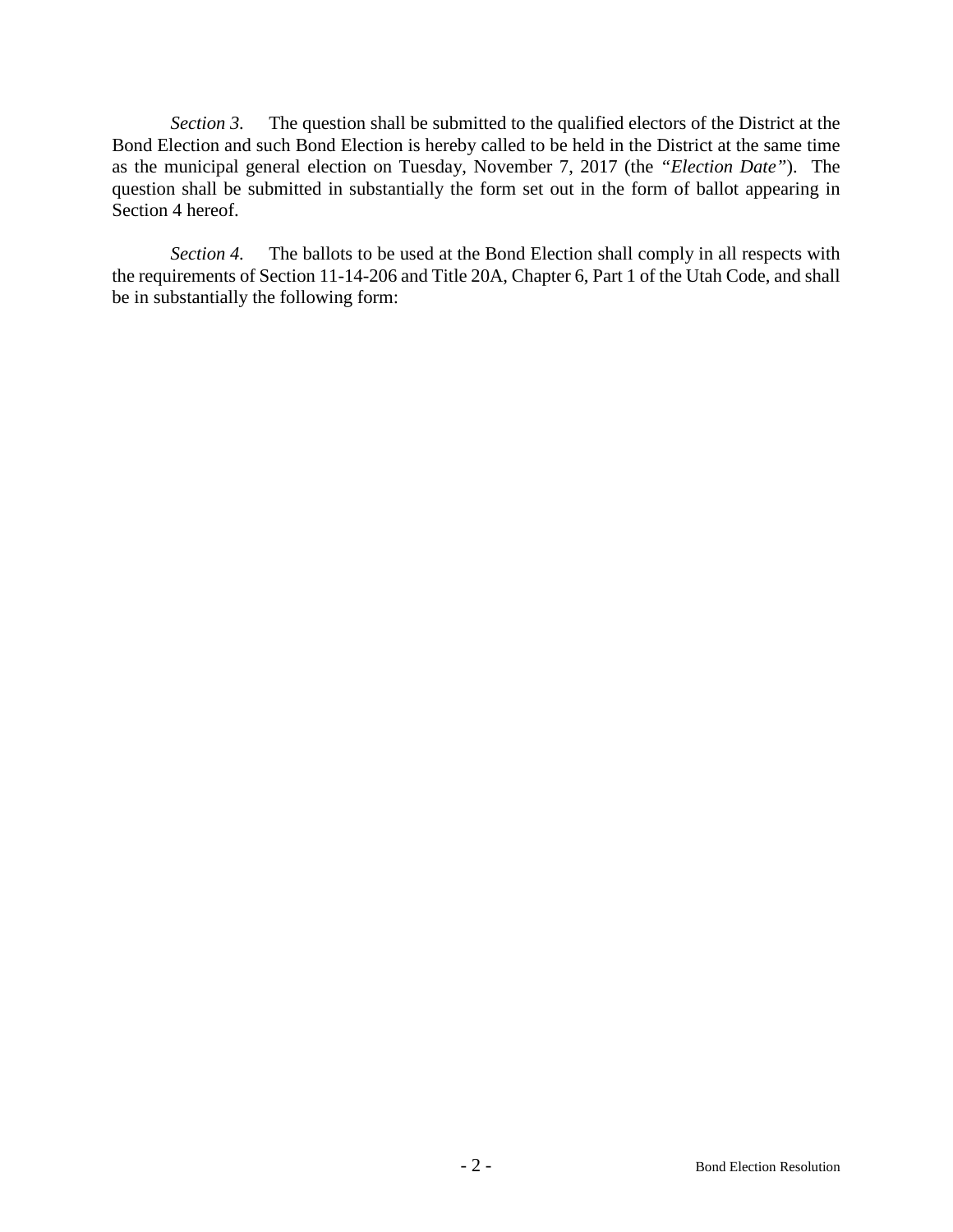*Section 3.* The question shall be submitted to the qualified electors of the District at the Bond Election and such Bond Election is hereby called to be held in the District at the same time as the municipal general election on Tuesday, November 7, 2017 (the "*Election Date*"). The question shall be submitted in substantially the form set out in the form of ballot appearing in Section 4 hereof.

*Section 4.* The ballots to be used at the Bond Election shall comply in all respects with the requirements of Section 11-14-206 and Title 20A, Chapter 6, Part 1 of the Utah Code, and shall be in substantially the following form: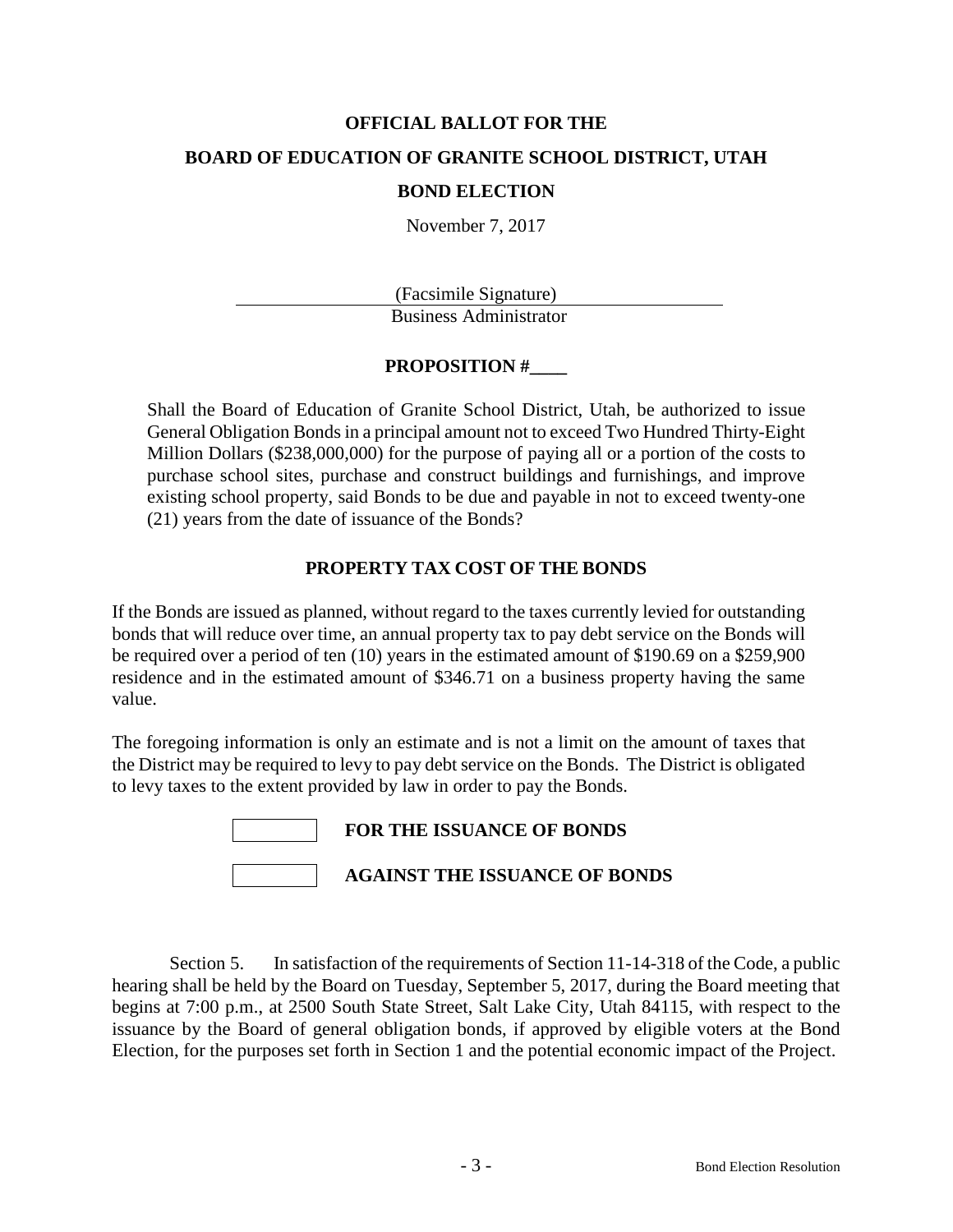**OFFICIAL BALLOT FOR THE**

**BOARD OF EDUCATION OF GRANITE SCHOOL DISTRICT, UTAH**

**BOND ELECTION**

November 7, 2017

(Facsimile Signature)
\_\_\_\_\_\_\_\_\_\_\_\_\_\_\_\_\_\_\_\_\_\_\_\_\_\_\_\_\_\_\_\_\_\_\_\_\_\_
Business Administrator

**PROPOSITION #\_\_\_\_**

Shall the Board of Education of Granite School District, Utah, be authorized to issue General Obligation Bonds in a principal amount not to exceed Two Hundred Thirty-Eight Million Dollars ($238,000,000) for the purpose of paying all or a portion of the costs to purchase school sites, purchase and construct buildings and furnishings, and improve existing school property, said Bonds to be due and payable in not to exceed twenty-one (21) years from the date of issuance of the Bonds?

**PROPERTY TAX COST OF THE BONDS**

If the Bonds are issued as planned, without regard to the taxes currently levied for outstanding bonds that will reduce over time, an annual property tax to pay debt service on the Bonds will be required over a period of ten (10) years in the estimated amount of $190.69 on a $259,900 residence and in the estimated amount of $346.71 on a business property having the same value.

The foregoing information is only an estimate and is not a limit on the amount of taxes that the District may be required to levy to pay debt service on the Bonds. The District is obligated to levy taxes to the extent provided by law in order to pay the Bonds.

☐ **FOR THE ISSUANCE OF BONDS**

☐ **AGAINST THE ISSUANCE OF BONDS**

Section 5. In satisfaction of the requirements of Section 11-14-318 of the Code, a public hearing shall be held by the Board on Tuesday, September 5, 2017, during the Board meeting that begins at 7:00 p.m., at 2500 South State Street, Salt Lake City, Utah 84115, with respect to the issuance by the Board of general obligation bonds, if approved by eligible voters at the Bond Election, for the purposes set forth in Section 1 and the potential economic impact of the Project.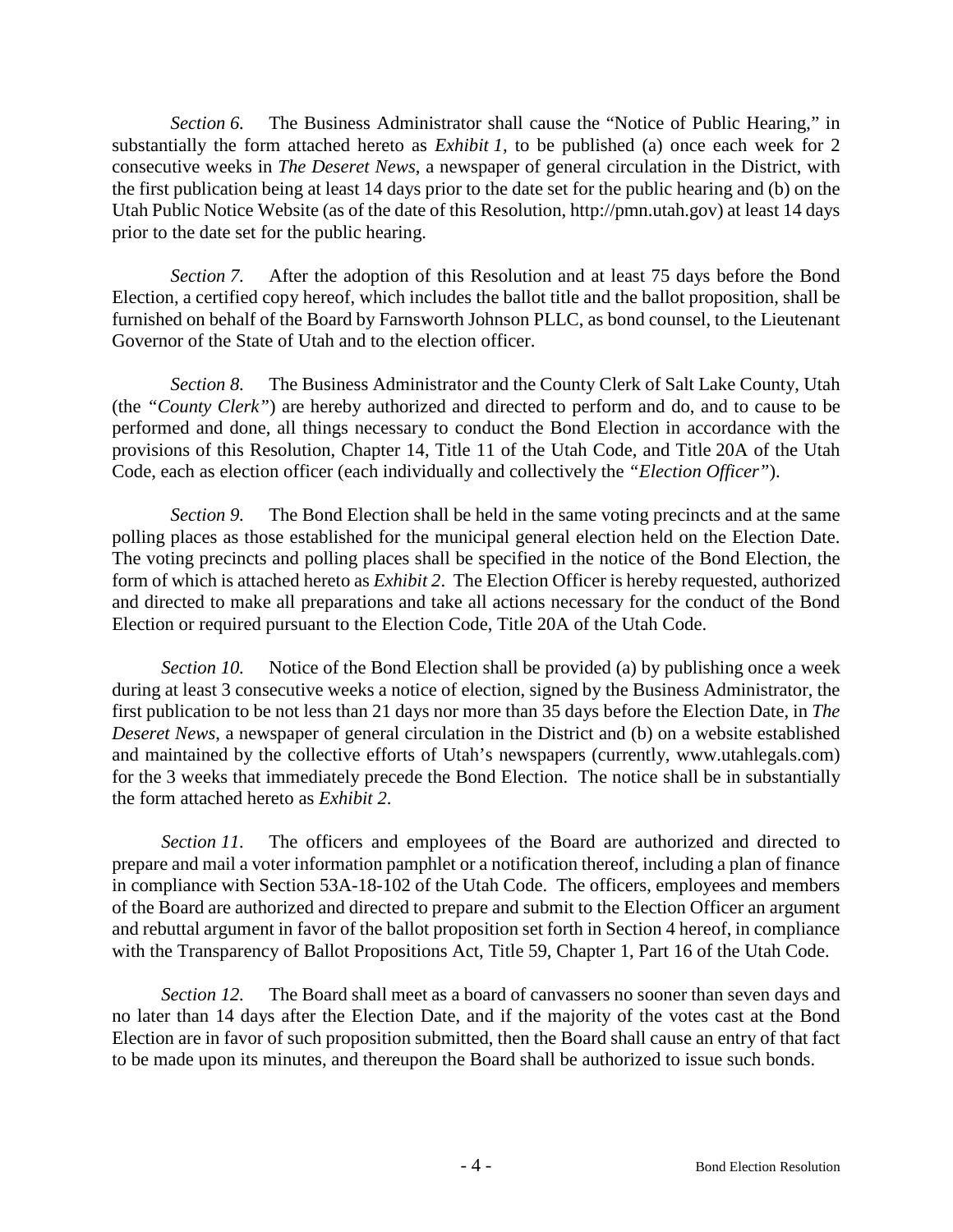*Section 6.* The Business Administrator shall cause the "Notice of Public Hearing," in substantially the form attached hereto as *Exhibit 1*, to be published (a) once each week for 2 consecutive weeks in *The Deseret News*, a newspaper of general circulation in the District, with the first publication being at least 14 days prior to the date set for the public hearing and (b) on the Utah Public Notice Website (as of the date of this Resolution, http://pmn.utah.gov) at least 14 days prior to the date set for the public hearing.

*Section 7.* After the adoption of this Resolution and at least 75 days before the Bond Election, a certified copy hereof, which includes the ballot title and the ballot proposition, shall be furnished on behalf of the Board by Farnsworth Johnson PLLC, as bond counsel, to the Lieutenant Governor of the State of Utah and to the election officer.

*Section 8.* The Business Administrator and the County Clerk of Salt Lake County, Utah (the *"County Clerk"*) are hereby authorized and directed to perform and do, and to cause to be performed and done, all things necessary to conduct the Bond Election in accordance with the provisions of this Resolution, Chapter 14, Title 11 of the Utah Code, and Title 20A of the Utah Code, each as election officer (each individually and collectively the *"Election Officer"*).

*Section 9.* The Bond Election shall be held in the same voting precincts and at the same polling places as those established for the municipal general election held on the Election Date. The voting precincts and polling places shall be specified in the notice of the Bond Election, the form of which is attached hereto as *Exhibit 2*. The Election Officer is hereby requested, authorized and directed to make all preparations and take all actions necessary for the conduct of the Bond Election or required pursuant to the Election Code, Title 20A of the Utah Code.

*Section 10.* Notice of the Bond Election shall be provided (a) by publishing once a week during at least 3 consecutive weeks a notice of election, signed by the Business Administrator, the first publication to be not less than 21 days nor more than 35 days before the Election Date, in *The Deseret News*, a newspaper of general circulation in the District and (b) on a website established and maintained by the collective efforts of Utah's newspapers (currently, www.utahlegals.com) for the 3 weeks that immediately precede the Bond Election. The notice shall be in substantially the form attached hereto as *Exhibit 2*.

*Section 11.* The officers and employees of the Board are authorized and directed to prepare and mail a voter information pamphlet or a notification thereof, including a plan of finance in compliance with Section 53A-18-102 of the Utah Code. The officers, employees and members of the Board are authorized and directed to prepare and submit to the Election Officer an argument and rebuttal argument in favor of the ballot proposition set forth in Section 4 hereof, in compliance with the Transparency of Ballot Propositions Act, Title 59, Chapter 1, Part 16 of the Utah Code.

*Section 12.* The Board shall meet as a board of canvassers no sooner than seven days and no later than 14 days after the Election Date, and if the majority of the votes cast at the Bond Election are in favor of such proposition submitted, then the Board shall cause an entry of that fact to be made upon its minutes, and thereupon the Board shall be authorized to issue such bonds.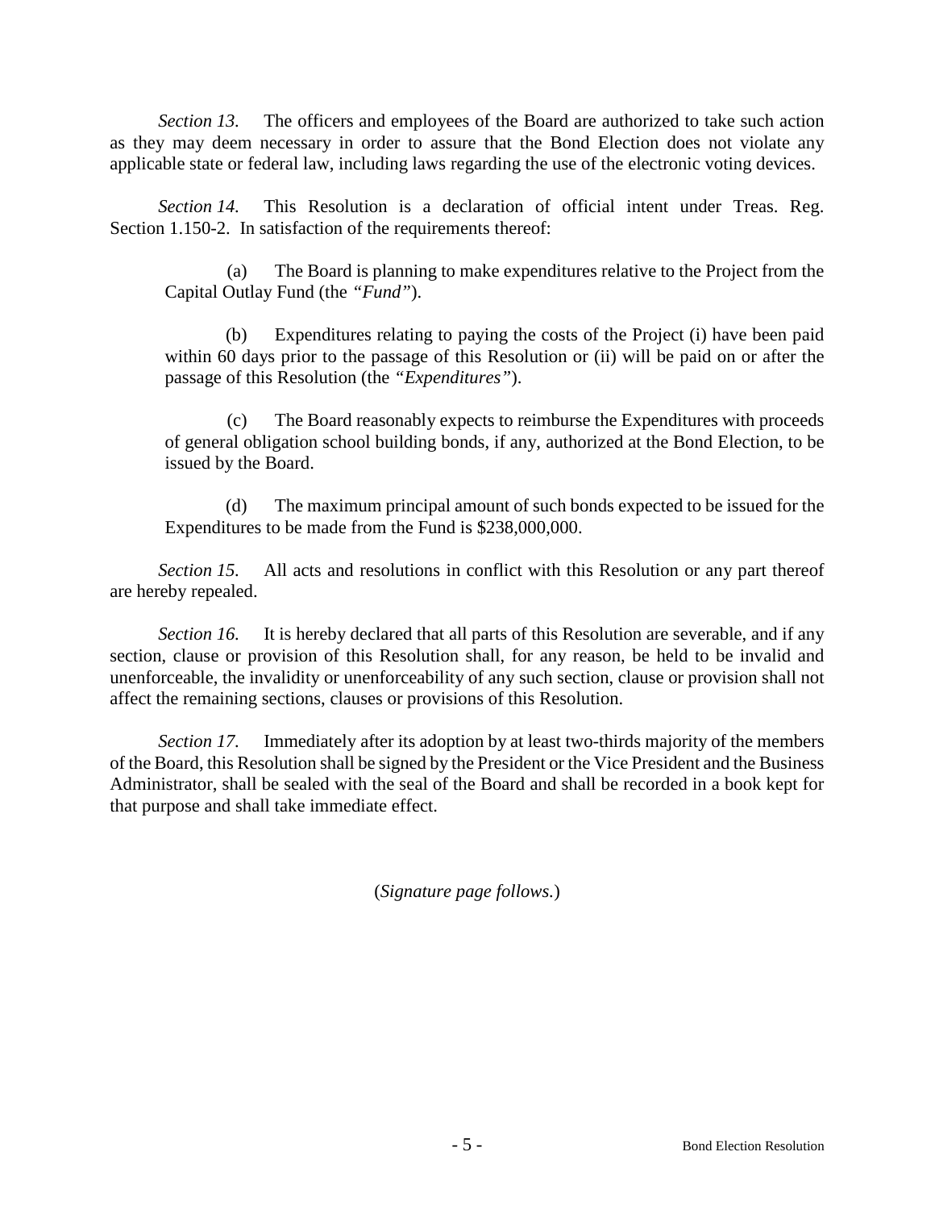*Section 13.* The officers and employees of the Board are authorized to take such action as they may deem necessary in order to assure that the Bond Election does not violate any applicable state or federal law, including laws regarding the use of the electronic voting devices.

*Section 14.* This Resolution is a declaration of official intent under Treas. Reg. Section 1.150-2. In satisfaction of the requirements thereof:

> (a) The Board is planning to make expenditures relative to the Project from the Capital Outlay Fund (the *"Fund"*).
>
> (b) Expenditures relating to paying the costs of the Project (i) have been paid within 60 days prior to the passage of this Resolution or (ii) will be paid on or after the passage of this Resolution (the *"Expenditures"*).
>
> (c) The Board reasonably expects to reimburse the Expenditures with proceeds of general obligation school building bonds, if any, authorized at the Bond Election, to be issued by the Board.
>
> (d) The maximum principal amount of such bonds expected to be issued for the Expenditures to be made from the Fund is $238,000,000.

*Section 15.* All acts and resolutions in conflict with this Resolution or any part thereof are hereby repealed.

*Section 16.* It is hereby declared that all parts of this Resolution are severable, and if any section, clause or provision of this Resolution shall, for any reason, be held to be invalid and unenforceable, the invalidity or unenforceability of any such section, clause or provision shall not affect the remaining sections, clauses or provisions of this Resolution.

*Section 17.* Immediately after its adoption by at least two-thirds majority of the members of the Board, this Resolution shall be signed by the President or the Vice President and the Business Administrator, shall be sealed with the seal of the Board and shall be recorded in a book kept for that purpose and shall take immediate effect.

(*Signature page follows.*)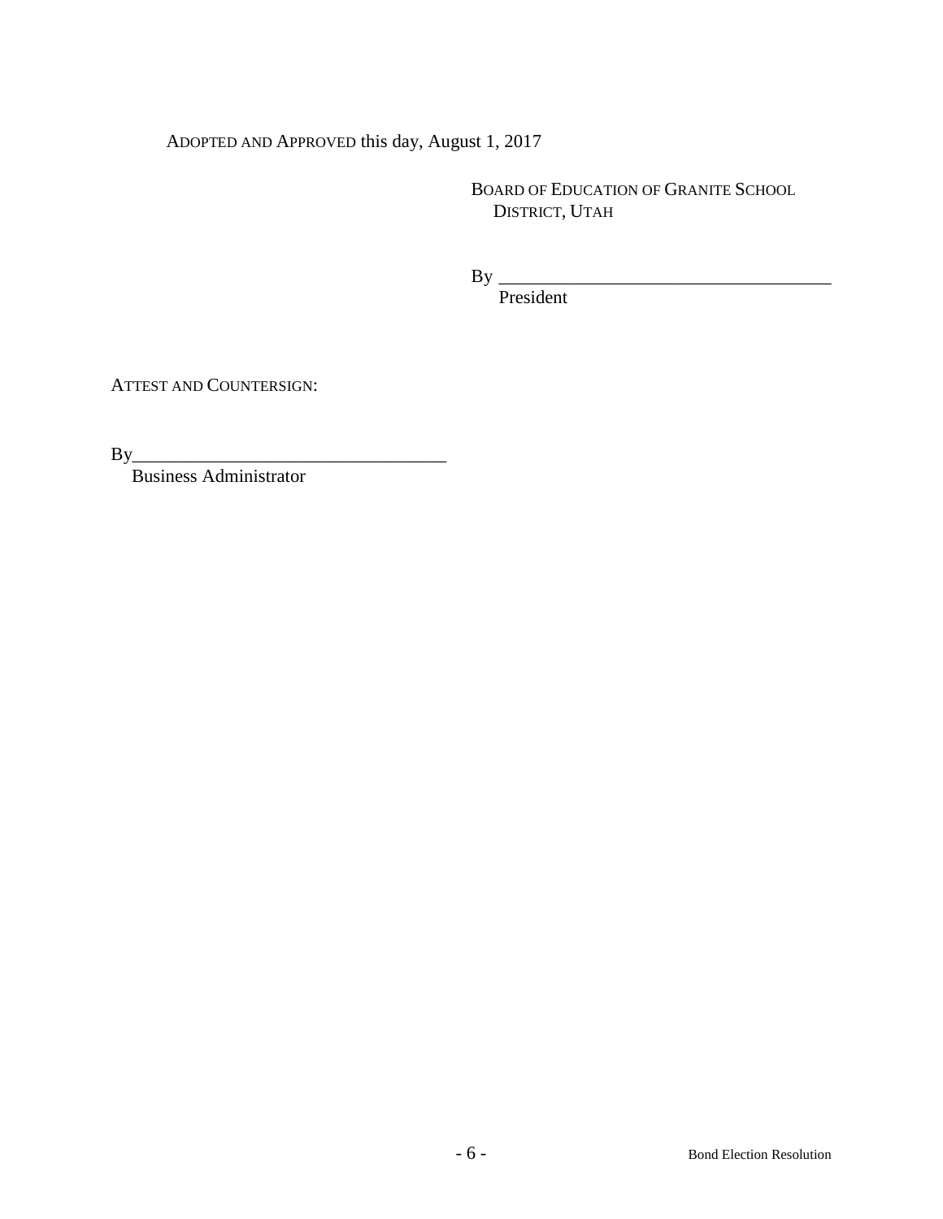ADOPTED AND APPROVED this day, August 1, 2017

BOARD OF EDUCATION OF GRANITE SCHOOL DISTRICT, UTAH

By ____________________________________
President

ATTEST AND COUNTERSIGN:

By__________________________________
Business Administrator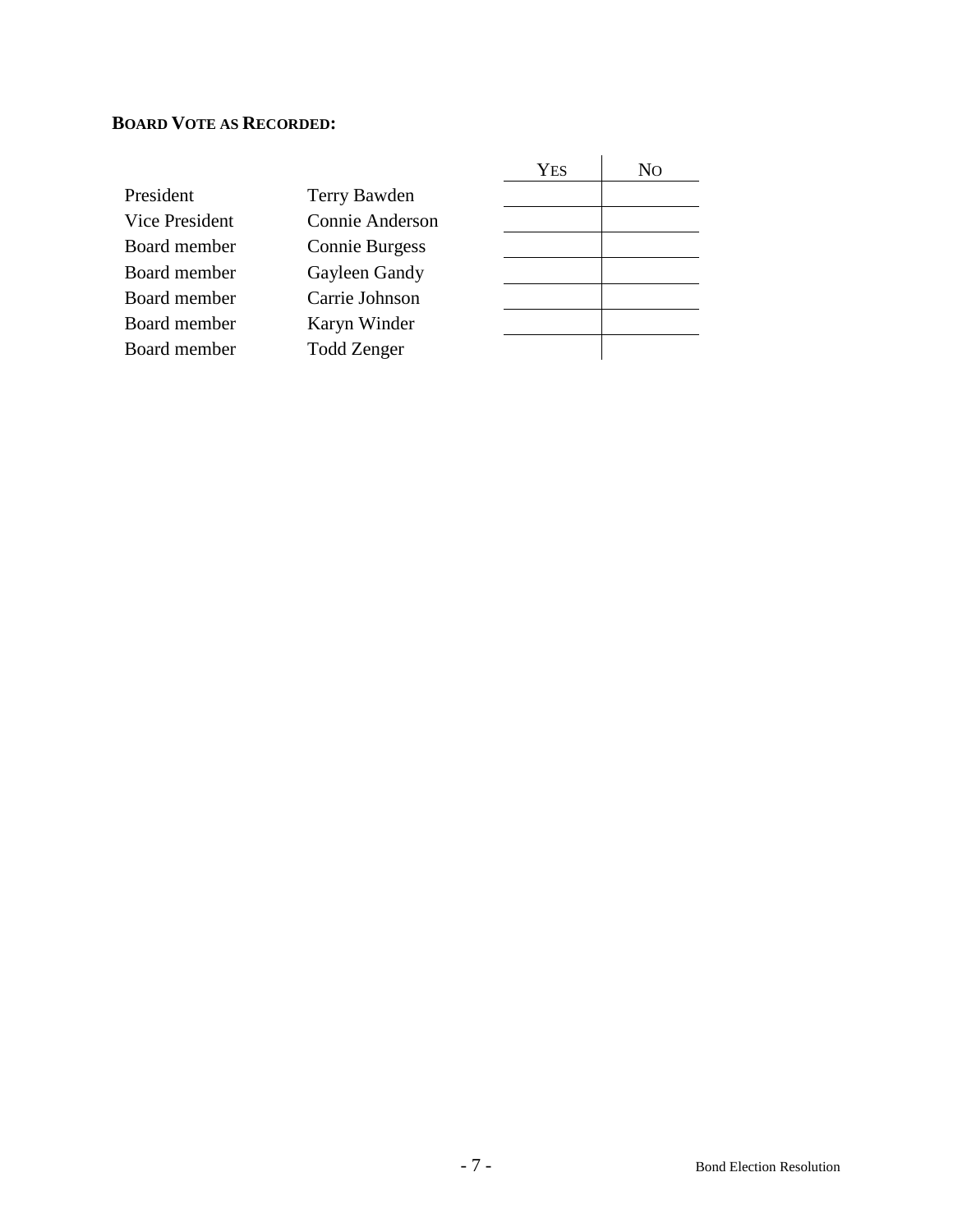**BOARD VOTE AS RECORDED:**

| | | YES | NO |
|---|---|---|---|
| President | Terry Bawden | | |
| Vice President | Connie Anderson | | |
| Board member | Connie Burgess | | |
| Board member | Gayleen Gandy | | |
| Board member | Carrie Johnson | | |
| Board member | Karyn Winder | | |
| Board member | Todd Zenger | | |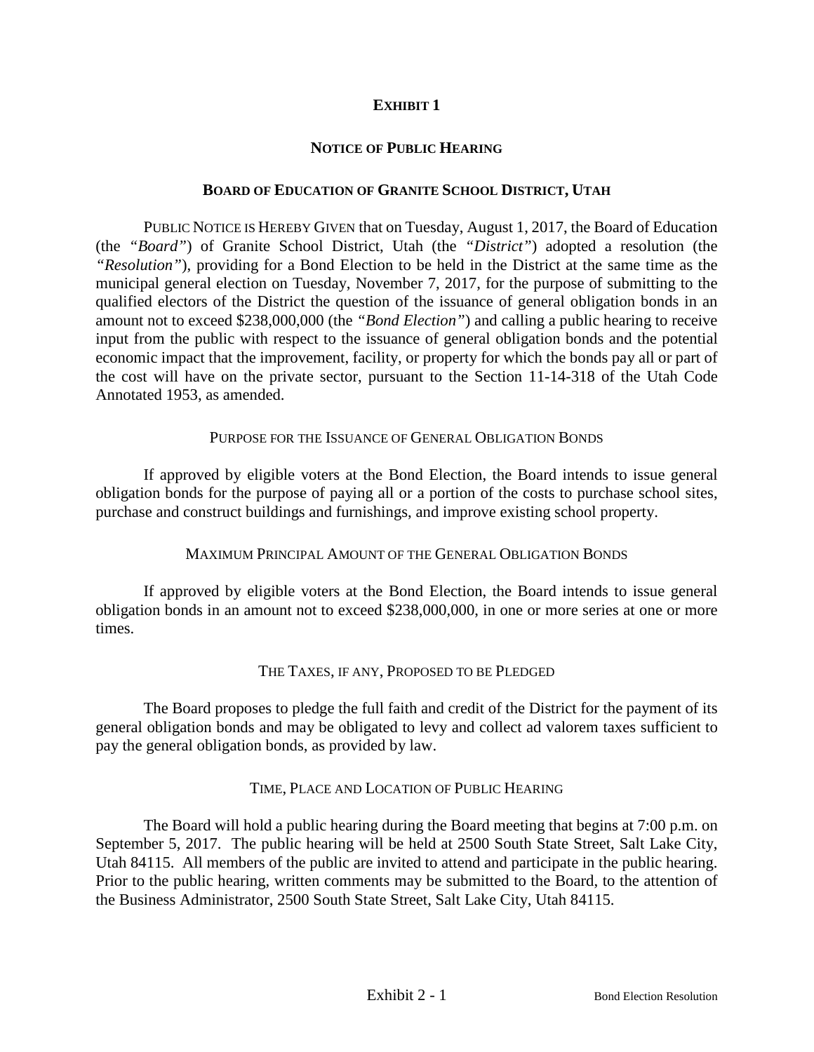# EXHIBIT 1

## NOTICE OF PUBLIC HEARING

## BOARD OF EDUCATION OF GRANITE SCHOOL DISTRICT, UTAH

PUBLIC NOTICE IS HEREBY GIVEN that on Tuesday, August 1, 2017, the Board of Education (the *"Board"*) of Granite School District, Utah (the *"District"*) adopted a resolution (the *"Resolution"*), providing for a Bond Election to be held in the District at the same time as the municipal general election on Tuesday, November 7, 2017, for the purpose of submitting to the qualified electors of the District the question of the issuance of general obligation bonds in an amount not to exceed $238,000,000 (the *"Bond Election"*) and calling a public hearing to receive input from the public with respect to the issuance of general obligation bonds and the potential economic impact that the improvement, facility, or property for which the bonds pay all or part of the cost will have on the private sector, pursuant to the Section 11-14-318 of the Utah Code Annotated 1953, as amended.

### PURPOSE FOR THE ISSUANCE OF GENERAL OBLIGATION BONDS

If approved by eligible voters at the Bond Election, the Board intends to issue general obligation bonds for the purpose of paying all or a portion of the costs to purchase school sites, purchase and construct buildings and furnishings, and improve existing school property.

### MAXIMUM PRINCIPAL AMOUNT OF THE GENERAL OBLIGATION BONDS

If approved by eligible voters at the Bond Election, the Board intends to issue general obligation bonds in an amount not to exceed $238,000,000, in one or more series at one or more times.

### THE TAXES, IF ANY, PROPOSED TO BE PLEDGED

The Board proposes to pledge the full faith and credit of the District for the payment of its general obligation bonds and may be obligated to levy and collect ad valorem taxes sufficient to pay the general obligation bonds, as provided by law.

### TIME, PLACE AND LOCATION OF PUBLIC HEARING

The Board will hold a public hearing during the Board meeting that begins at 7:00 p.m. on September 5, 2017. The public hearing will be held at 2500 South State Street, Salt Lake City, Utah 84115. All members of the public are invited to attend and participate in the public hearing. Prior to the public hearing, written comments may be submitted to the Board, to the attention of the Business Administrator, 2500 South State Street, Salt Lake City, Utah 84115.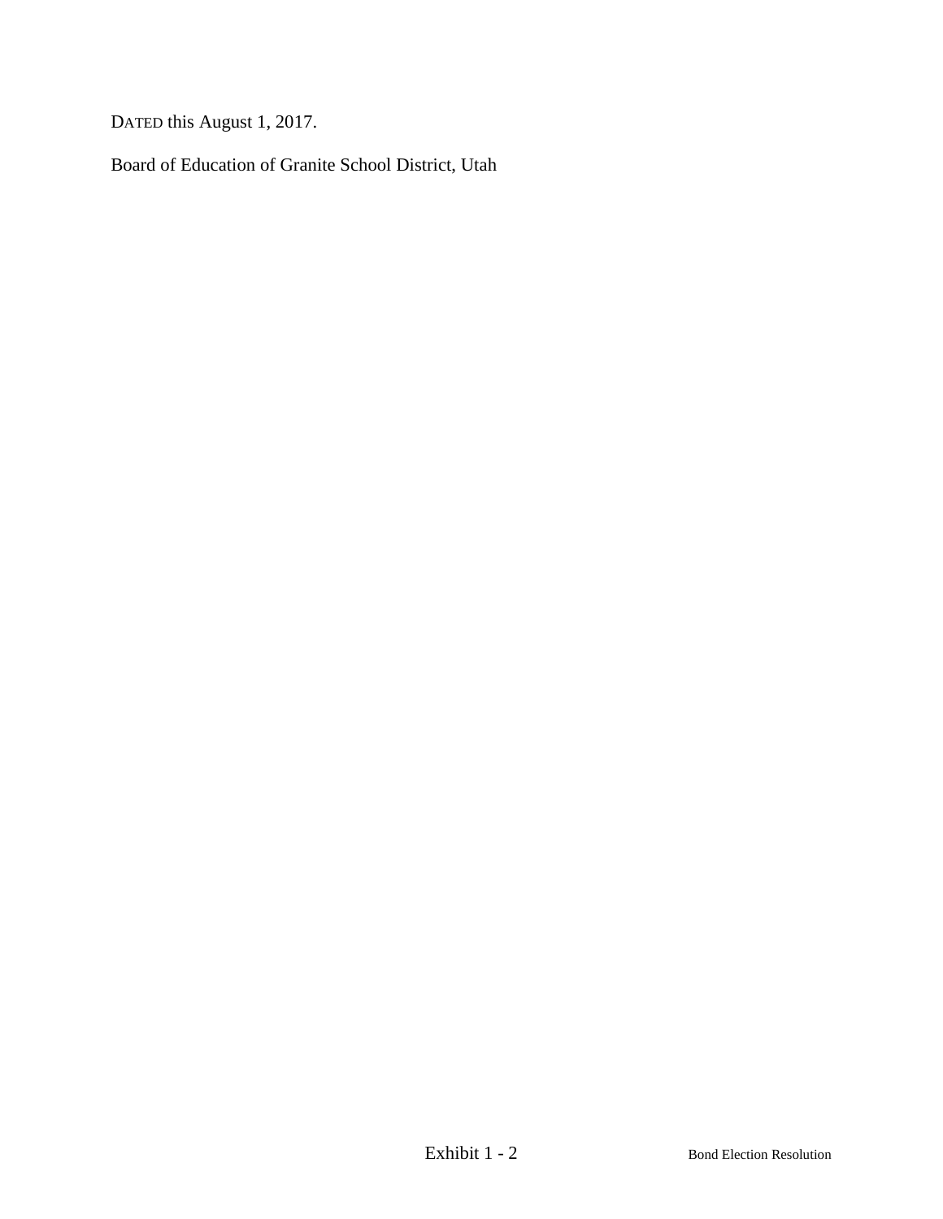DATED this August 1, 2017.

Board of Education of Granite School District, Utah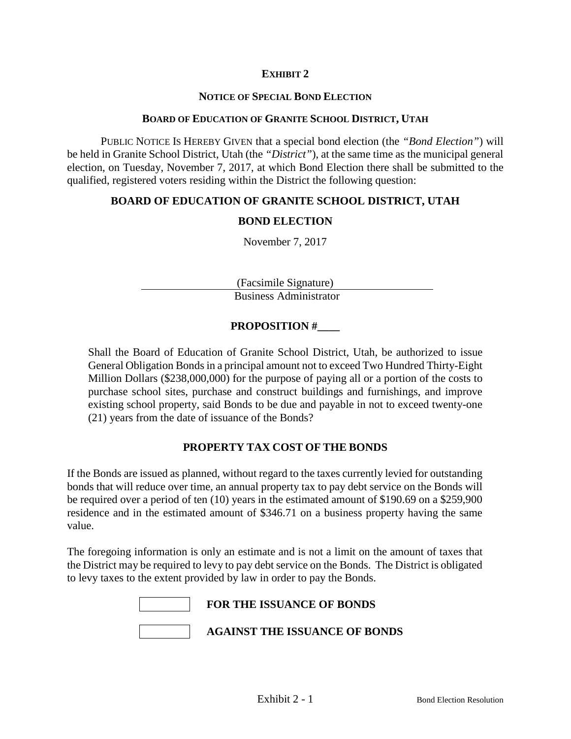**EXHIBIT 2**

**NOTICE OF SPECIAL BOND ELECTION**

**BOARD OF EDUCATION OF GRANITE SCHOOL DISTRICT, UTAH**

PUBLIC NOTICE IS HEREBY GIVEN that a special bond election (the *"Bond Election"*) will be held in Granite School District, Utah (the *"District"*), at the same time as the municipal general election, on Tuesday, November 7, 2017, at which Bond Election there shall be submitted to the qualified, registered voters residing within the District the following question:

**BOARD OF EDUCATION OF GRANITE SCHOOL DISTRICT, UTAH**

**BOND ELECTION**

November 7, 2017

(Facsimile Signature)
Business Administrator

**PROPOSITION #____**

Shall the Board of Education of Granite School District, Utah, be authorized to issue General Obligation Bonds in a principal amount not to exceed Two Hundred Thirty-Eight Million Dollars ($238,000,000) for the purpose of paying all or a portion of the costs to purchase school sites, purchase and construct buildings and furnishings, and improve existing school property, said Bonds to be due and payable in not to exceed twenty-one (21) years from the date of issuance of the Bonds?

**PROPERTY TAX COST OF THE BONDS**

If the Bonds are issued as planned, without regard to the taxes currently levied for outstanding bonds that will reduce over time, an annual property tax to pay debt service on the Bonds will be required over a period of ten (10) years in the estimated amount of $190.69 on a $259,900 residence and in the estimated amount of $346.71 on a business property having the same value.

The foregoing information is only an estimate and is not a limit on the amount of taxes that the District may be required to levy to pay debt service on the Bonds. The District is obligated to levy taxes to the extent provided by law in order to pay the Bonds.

☐ **FOR THE ISSUANCE OF BONDS**

☐ **AGAINST THE ISSUANCE OF BONDS**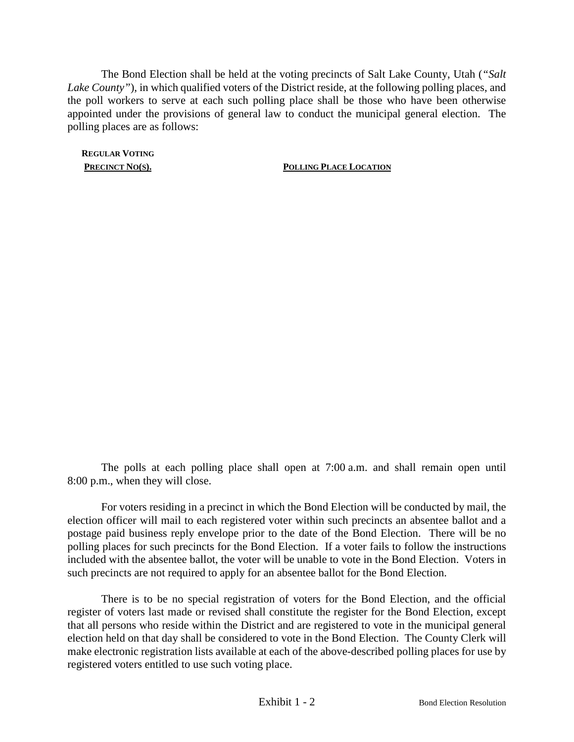The Bond Election shall be held at the voting precincts of Salt Lake County, Utah (*"Salt Lake County"*), in which qualified voters of the District reside, at the following polling places, and the poll workers to serve at each such polling place shall be those who have been otherwise appointed under the provisions of general law to conduct the municipal general election. The polling places are as follows:

| **REGULAR VOTING PRECINCT NO(S).** | **POLLING PLACE LOCATION** |
| --- | --- |

The polls at each polling place shall open at 7:00 a.m. and shall remain open until 8:00 p.m., when they will close.

For voters residing in a precinct in which the Bond Election will be conducted by mail, the election officer will mail to each registered voter within such precincts an absentee ballot and a postage paid business reply envelope prior to the date of the Bond Election. There will be no polling places for such precincts for the Bond Election. If a voter fails to follow the instructions included with the absentee ballot, the voter will be unable to vote in the Bond Election. Voters in such precincts are not required to apply for an absentee ballot for the Bond Election.

There is to be no special registration of voters for the Bond Election, and the official register of voters last made or revised shall constitute the register for the Bond Election, except that all persons who reside within the District and are registered to vote in the municipal general election held on that day shall be considered to vote in the Bond Election. The County Clerk will make electronic registration lists available at each of the above-described polling places for use by registered voters entitled to use such voting place.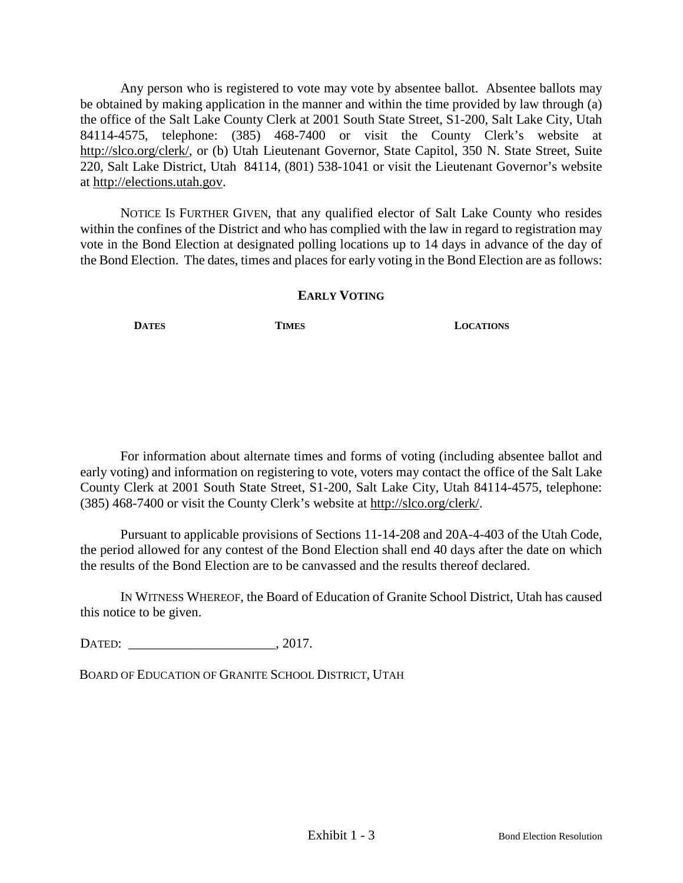Any person who is registered to vote may vote by absentee ballot. Absentee ballots may be obtained by making application in the manner and within the time provided by law through (a) the office of the Salt Lake County Clerk at 2001 South State Street, S1-200, Salt Lake City, Utah 84114-4575, telephone: (385) 468-7400 or visit the County Clerk's website at http://slco.org/clerk/, or (b) Utah Lieutenant Governor, State Capitol, 350 N. State Street, Suite 220, Salt Lake District, Utah 84114, (801) 538-1041 or visit the Lieutenant Governor's website at http://elections.utah.gov.

NOTICE IS FURTHER GIVEN, that any qualified elector of Salt Lake County who resides within the confines of the District and who has complied with the law in regard to registration may vote in the Bond Election at designated polling locations up to 14 days in advance of the day of the Bond Election. The dates, times and places for early voting in the Bond Election are as follows:

**EARLY VOTING**

| DATES | TIMES | LOCATIONS |
|---|---|---|

For information about alternate times and forms of voting (including absentee ballot and early voting) and information on registering to vote, voters may contact the office of the Salt Lake County Clerk at 2001 South State Street, S1-200, Salt Lake City, Utah 84114-4575, telephone: (385) 468-7400 or visit the County Clerk's website at http://slco.org/clerk/.

Pursuant to applicable provisions of Sections 11-14-208 and 20A-4-403 of the Utah Code, the period allowed for any contest of the Bond Election shall end 40 days after the date on which the results of the Bond Election are to be canvassed and the results thereof declared.

IN WITNESS WHEREOF, the Board of Education of Granite School District, Utah has caused this notice to be given.

DATED: ______________________, 2017.

BOARD OF EDUCATION OF GRANITE SCHOOL DISTRICT, UTAH